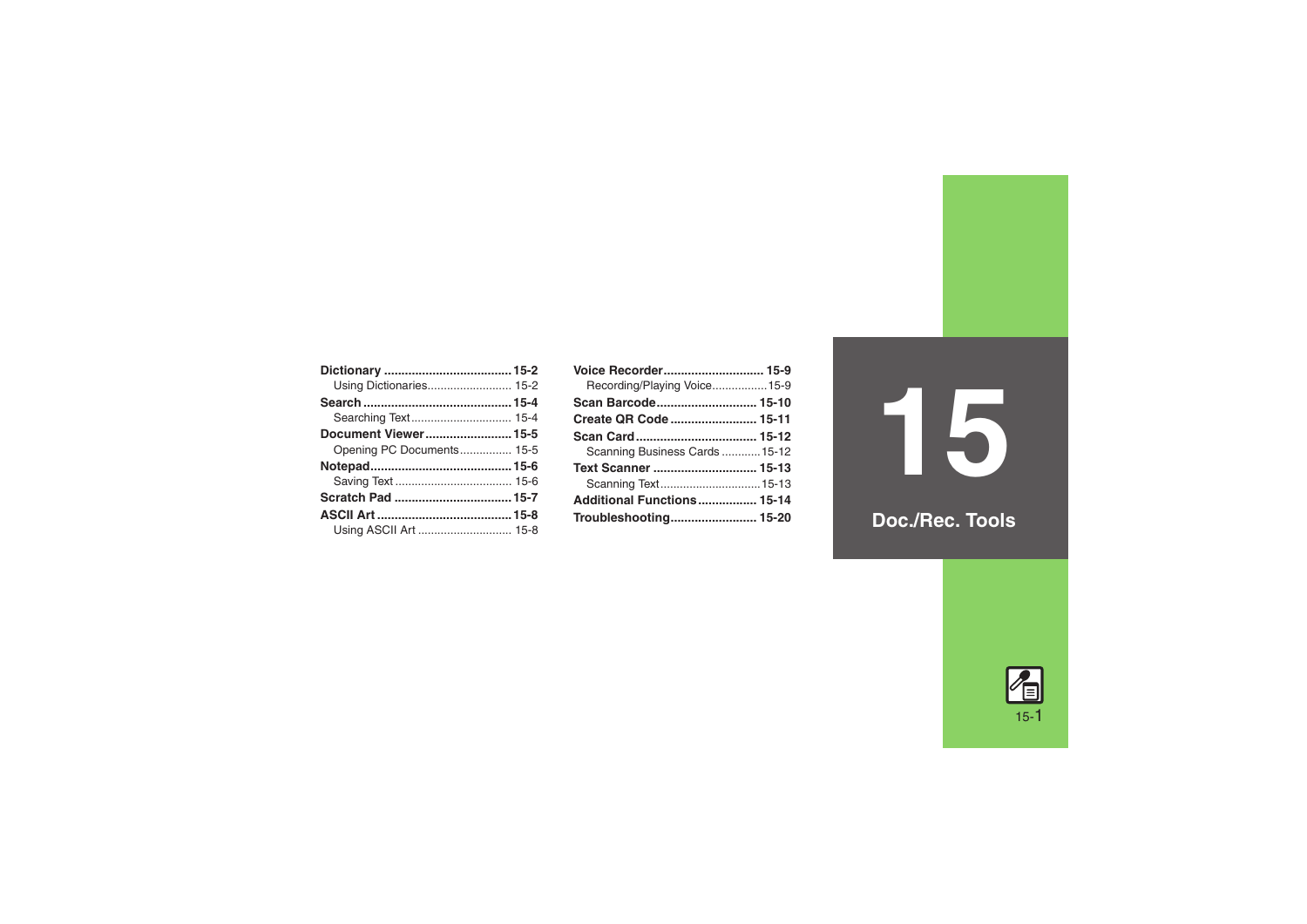# 15 Doc./Rec. Tools

- **Dictionary** .................................... **15-2**
  - Using Dictionaries.......................... 15-2
- **Search** .......................................... **15-4**
  - Searching Text ............................... 15-4
- **Document Viewer** ......................... **15-5**
  - Opening PC Documents ................ 15-5
- **Notepad** ......................................... **15-6**
  - Saving Text .................................... 15-6
- **Scratch Pad** ................................. **15-7**
- **ASCII Art** ...................................... **15-8**
  - Using ASCII Art ............................. 15-8
- **Voice Recorder** ............................ **15-9**
  - Recording/Playing Voice................. 15-9
- **Scan Barcode** ............................ **15-10**
- **Create QR Code** ......................... **15-11**
- **Scan Card** .................................. **15-12**
  - Scanning Business Cards ........... 15-12
- **Text Scanner** ............................. **15-13**
  - Scanning Text.............................. 15-13
- **Additional Functions** ................. **15-14**
- **Troubleshooting** ......................... **15-20**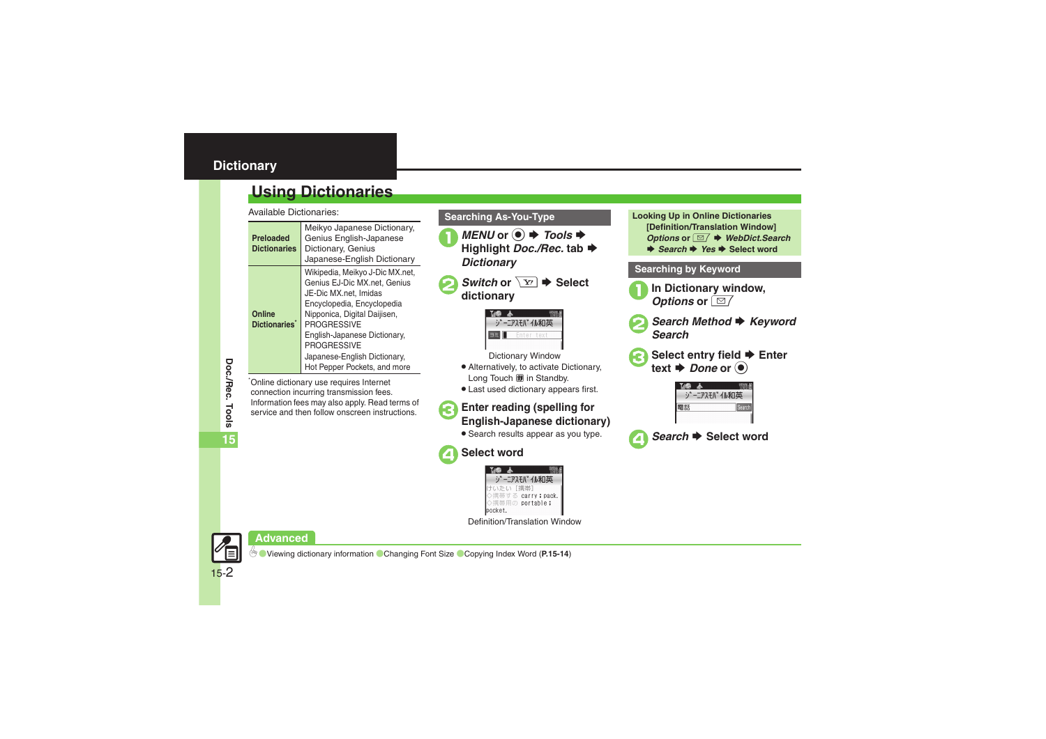# Dictionary

## Using Dictionaries

Available Dictionaries:

| | |
|---|---|
| **Preloaded Dictionaries** | Meikyo Japanese Dictionary, Genius English-Japanese Dictionary, Genius Japanese-English Dictionary |
| **Online Dictionaries*** | Wikipedia, Meikyo J-Dic MX.net, Genius EJ-Dic MX.net, Genius JE-Dic MX.net, Imidas Encyclopedia, Encyclopedia Nipponica, Digital Daijisen, PROGRESSIVE English-Japanese Dictionary, PROGRESSIVE Japanese-English Dictionary, Hot Pepper Pockets, and more |

*Online dictionary use requires Internet connection incurring transmission fees. Information fees may also apply. Read terms of service and then follow onscreen instructions.

### Searching As-You-Type

1. *MENU* or ● ➡ *Tools* ➡ Highlight *Doc./Rec.* tab ➡ *Dictionary*
2. *Switch* or Y! ➡ Select dictionary

   Dictionary Window

   - Alternatively, to activate Dictionary, Long Touch in Standby.
   - Last used dictionary appears first.
3. Enter reading (spelling for English-Japanese dictionary)
   - Search results appear as you type.
4. Select word

   Definition/Translation Window

### Looking Up in Online Dictionaries [Definition/Translation Window]

*Options* or ✉ ➡ *WebDict.Search* ➡ *Search* ➡ *Yes* ➡ Select word

### Searching by Keyword

1. In Dictionary window, *Options* or ✉
2. *Search Method* ➡ *Keyword Search*
3. Select entry field ➡ Enter text ➡ *Done* or ●
4. *Search* ➡ Select word

**Advanced**

● Viewing dictionary information ● Changing Font Size ● Copying Index Word (**P.15-14**)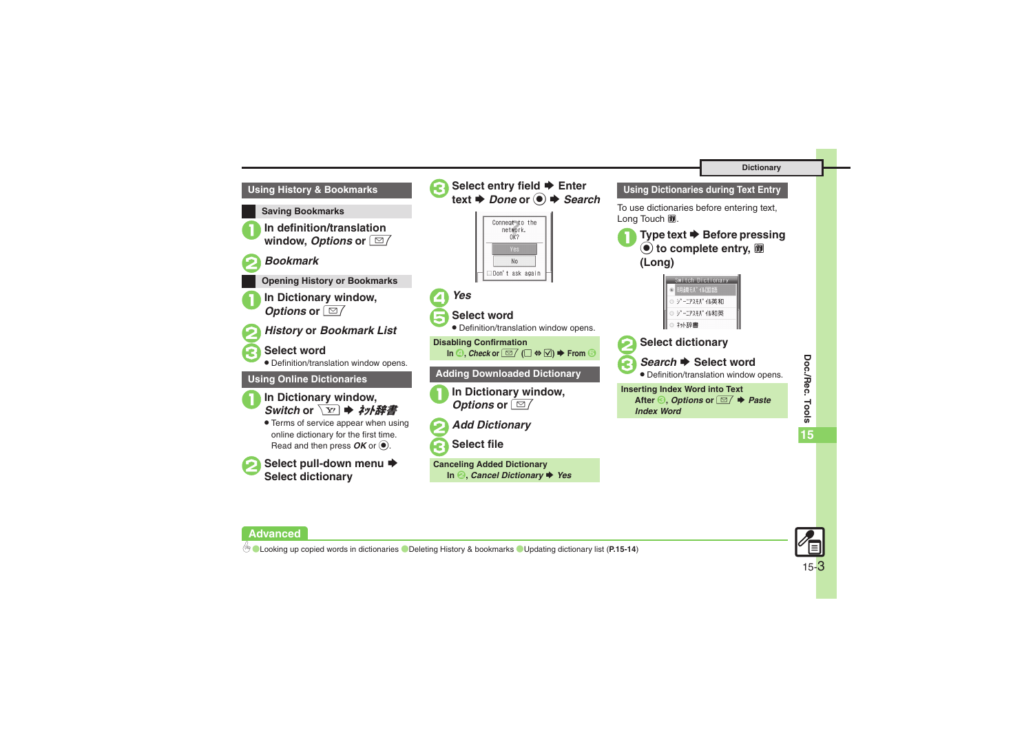## Using History & Bookmarks

### Saving Bookmarks

1. In definition/translation window, *Options* or ✉
2. *Bookmark*

### Opening History or Bookmarks

1. In Dictionary window, *Options* or ✉
2. *History* or *Bookmark List*
3. Select word
   - Definition/translation window opens.

## Using Online Dictionaries

1. In Dictionary window, *Switch* or Y! ➡ *ネット辞書*
   - Terms of service appear when using online dictionary for the first time. Read and then press *OK* or ◉.
2. Select pull-down menu ➡ Select dictionary
3. Select entry field ➡ Enter text ➡ *Done* or ◉ ➡ *Search*
4. *Yes*
5. Select word
   - Definition/translation window opens.

**Disabling Confirmation**
In ④, *Check* or ✉ (☐ ⇔ ☑) ➡ From ⑤

## Adding Downloaded Dictionary

1. In Dictionary window, *Options* or ✉
2. *Add Dictionary*
3. Select file

**Canceling Added Dictionary**
In ②, *Cancel Dictionary* ➡ *Yes*

## Using Dictionaries during Text Entry

To use dictionaries before entering text, Long Touch 📖.

1. Type text ➡ Before pressing ◉ to complete entry, 📖 (Long)
2. Select dictionary
3. *Search* ➡ Select word
   - Definition/translation window opens.

**Inserting Index Word into Text**
After ③, *Options* or ✉ ➡ *Paste Index Word*

**Advanced**
Looking up copied words in dictionaries ● Deleting History & bookmarks ● Updating dictionary list (**P.15-14**)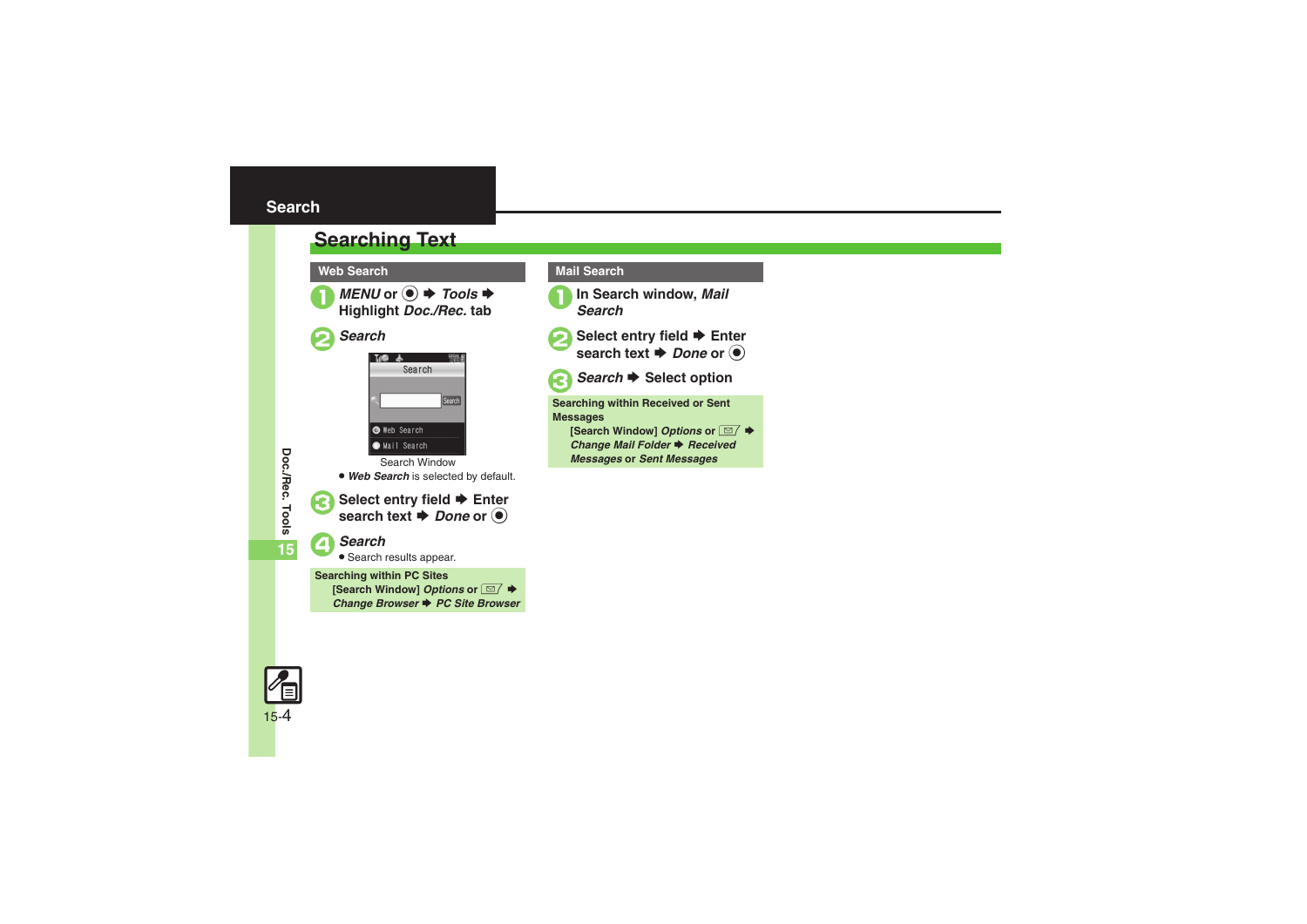## Search

# Searching Text

### Web Search

1. *MENU* or ● ➡ *Tools* ➡ Highlight *Doc./Rec.* tab
2. *Search*

Search Window

- *Web Search* is selected by default.

3. Select entry field ➡ Enter search text ➡ *Done* or ●
4. *Search*
   - Search results appear.

**Searching within PC Sites**
[Search Window] *Options* or ✉ ➡ *Change Browser* ➡ *PC Site Browser*

### Mail Search

1. In Search window, *Mail Search*
2. Select entry field ➡ Enter search text ➡ *Done* or ●
3. *Search* ➡ Select option

**Searching within Received or Sent Messages**
[Search Window] *Options* or ✉ ➡ *Change Mail Folder* ➡ *Received Messages* or *Sent Messages*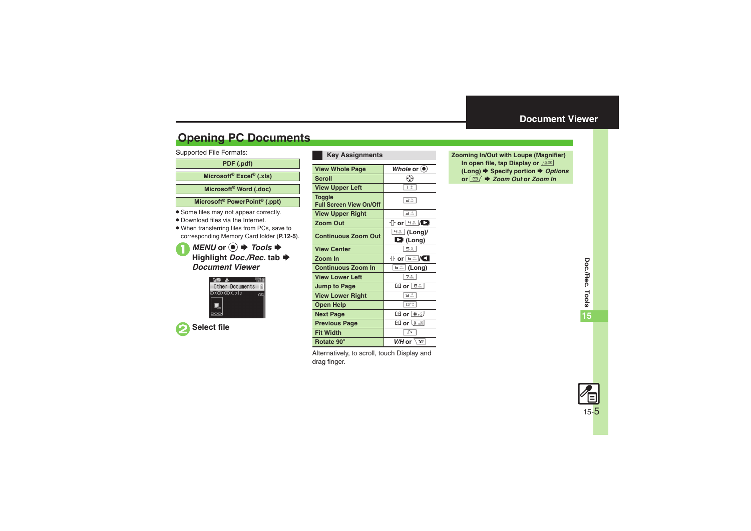# Document Viewer

## Opening PC Documents

Supported File Formats:

| PDF (.pdf) |
|---|
| Microsoft® Excel® (.xls) |
| Microsoft® Word (.doc) |
| Microsoft® PowerPoint® (.ppt) |

- Some files may not appear correctly.
- Download files via the Internet.
- When transferring files from PCs, save to corresponding Memory Card folder (**P.12-5**).

**1** ***MENU*** **or** ● ➡ ***Tools*** ➡ **Highlight** ***Doc./Rec.*** **tab** ➡ ***Document Viewer***

**2** **Select file**

### Key Assignments

| Function | Key |
|---|---|
| View Whole Page | *Whole* or ● |
| Scroll | ◈ |
| View Upper Left | 1 |
| Toggle Full Screen View On/Off | 2 |
| View Upper Right | 3 |
| Zoom Out | ◇ or 4/▶ |
| Continuous Zoom Out | 4 (Long)/ ▶ (Long) |
| View Center | 5 |
| Zoom In | ◇ or 6/◀ |
| Continuous Zoom In | 6 (Long) |
| View Lower Left | 7 |
| Jump to Page | ▣ or 8 |
| View Lower Right | 9 |
| Open Help | 0 |
| Next Page | ▣ or # |
| Previous Page | ▣ or * |
| Fit Width | ↶ |
| Rotate 90° | *V/H* or Y! |

Alternatively, to scroll, touch Display and drag finger.

**Zooming In/Out with Loupe (Magnifier)**

In open file, tap Display or ▣ (Long) ➡ Specify portion ➡ ***Options*** or ✉ ➡ ***Zoom Out*** or ***Zoom In***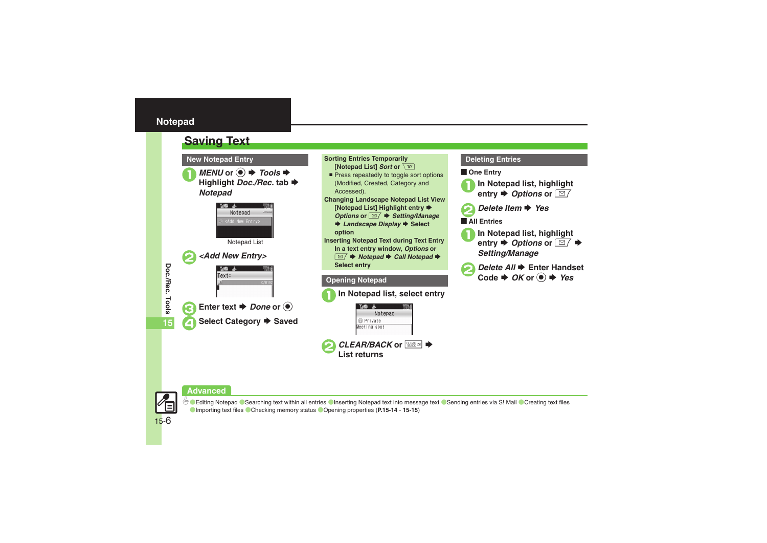# Notepad

## Saving Text

### New Notepad Entry

1. *MENU* or ● ➡ *Tools* ➡ Highlight *Doc./Rec.* tab ➡ *Notepad*

Notepad List

2. *<Add New Entry>*

3. Enter text ➡ *Done* or ●

4. Select Category ➡ Saved

**Sorting Entries Temporarily**

[Notepad List] *Sort* or ✉

- Press repeatedly to toggle sort options (Modified, Created, Category and Accessed).

**Changing Landscape Notepad List View**

[Notepad List] Highlight entry ➡ *Options* or ✉ ➡ *Setting/Manage* ➡ *Landscape Display* ➡ Select option

**Inserting Notepad Text during Text Entry**

In a text entry window, *Options* or ✉ ➡ *Notepad* ➡ *Call Notepad* ➡ Select entry

### Opening Notepad

1. In Notepad list, select entry

2. *CLEAR/BACK* or CLEAR/BACK ➡ List returns

### Deleting Entries

**One Entry**

1. In Notepad list, highlight entry ➡ *Options* or ✉

2. *Delete Item* ➡ *Yes*

**All Entries**

1. In Notepad list, highlight entry ➡ *Options* or ✉ ➡ *Setting/Manage*

2. *Delete All* ➡ Enter Handset Code ➡ *OK* or ● ➡ *Yes*

### Advanced

Editing Notepad · Searching text within all entries · Inserting Notepad text into message text · Sending entries via S! Mail · Creating text files · Importing text files · Checking memory status · Opening properties (**P.15-14** - **15-15**)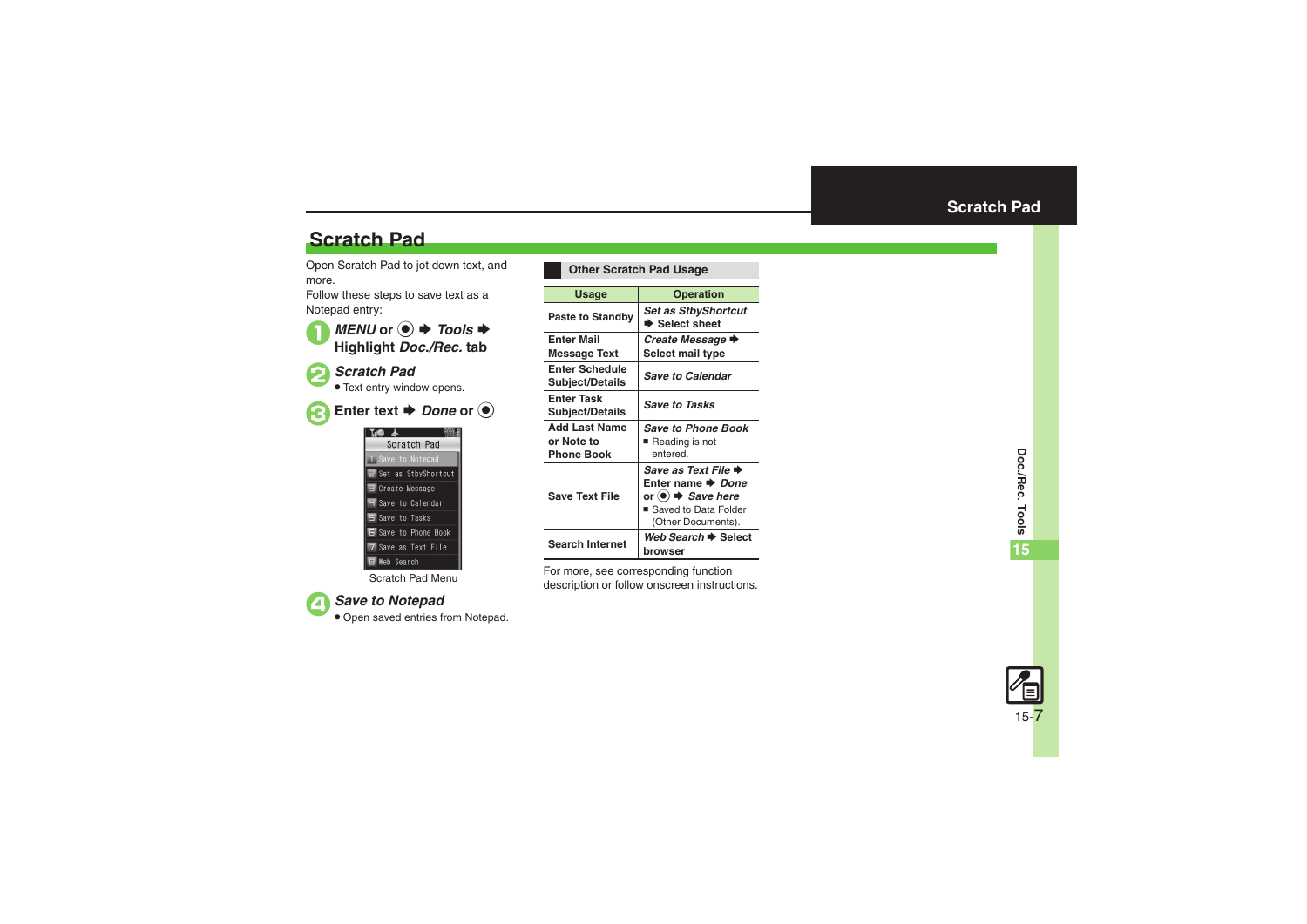# Scratch Pad

Open Scratch Pad to jot down text, and more.

Follow these steps to save text as a Notepad entry:

1. *MENU* or ● ➡ *Tools* ➡ Highlight *Doc./Rec.* tab
2. *Scratch Pad*
   - Text entry window opens.
3. Enter text ➡ *Done* or ●

   Scratch Pad Menu
4. *Save to Notepad*
   - Open saved entries from Notepad.

## Other Scratch Pad Usage

| Usage | Operation |
|---|---|
| Paste to Standby | *Set as StbyShortcut* ➡ Select sheet |
| Enter Mail Message Text | *Create Message* ➡ Select mail type |
| Enter Schedule Subject/Details | *Save to Calendar* |
| Enter Task Subject/Details | *Save to Tasks* |
| Add Last Name or Note to Phone Book | *Save to Phone Book* ■ Reading is not entered. |
| Save Text File | *Save as Text File* ➡ Enter name ➡ *Done* or ● ➡ *Save here* ■ Saved to Data Folder (Other Documents). |
| Search Internet | *Web Search* ➡ Select browser |

For more, see corresponding function description or follow onscreen instructions.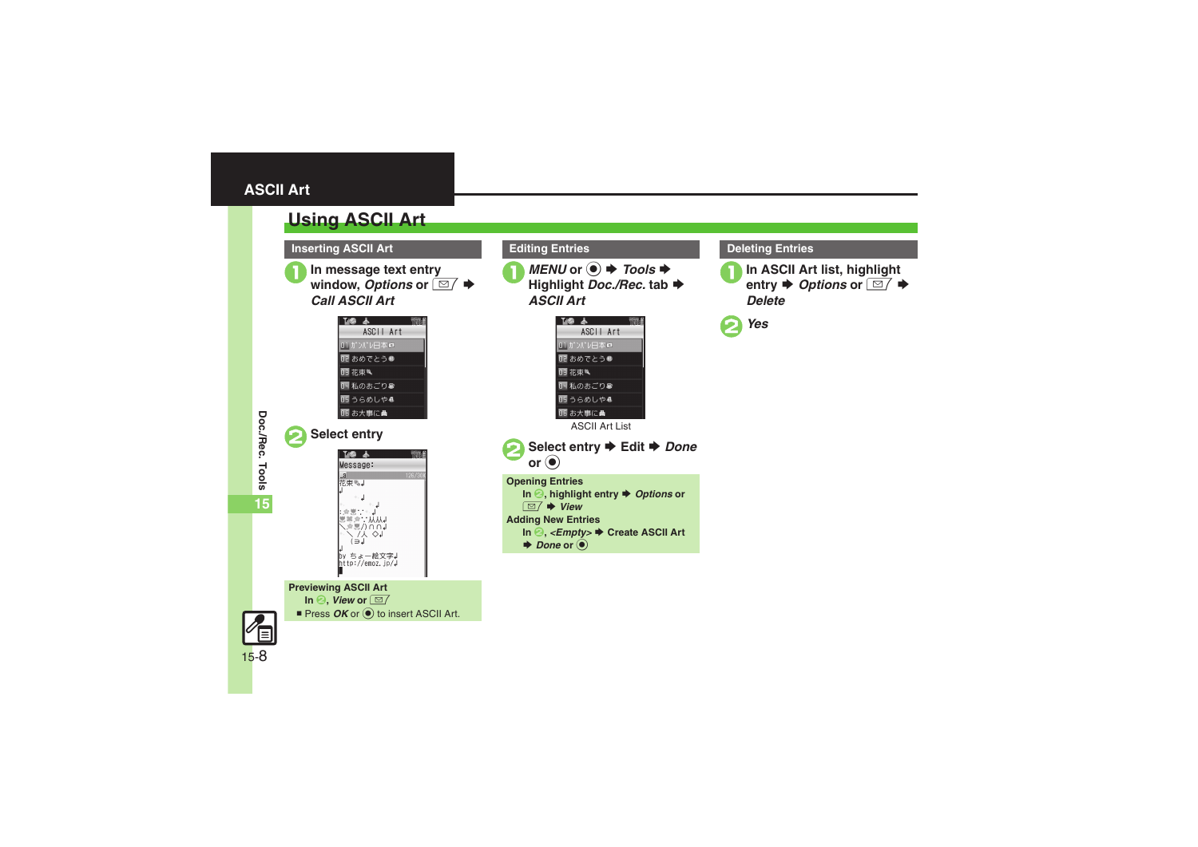# ASCII Art

## Using ASCII Art

### Inserting ASCII Art

1. In message text entry window, *Options* or ✉ ➡ *Call ASCII Art*

2. Select entry

**Previewing ASCII Art**

In 2, *View* or ✉

- Press *OK* or ● to insert ASCII Art.

### Editing Entries

1. *MENU* or ● ➡ *Tools* ➡ Highlight *Doc./Rec.* tab ➡ *ASCII Art*

ASCII Art List

2. Select entry ➡ Edit ➡ *Done* or ●

**Opening Entries**

In 2, highlight entry ➡ *Options* or ✉ ➡ *View*

**Adding New Entries**

In 2, *<Empty>* ➡ Create ASCII Art ➡ *Done* or ●

### Deleting Entries

1. In ASCII Art list, highlight entry ➡ *Options* or ✉ ➡ *Delete*

2. *Yes*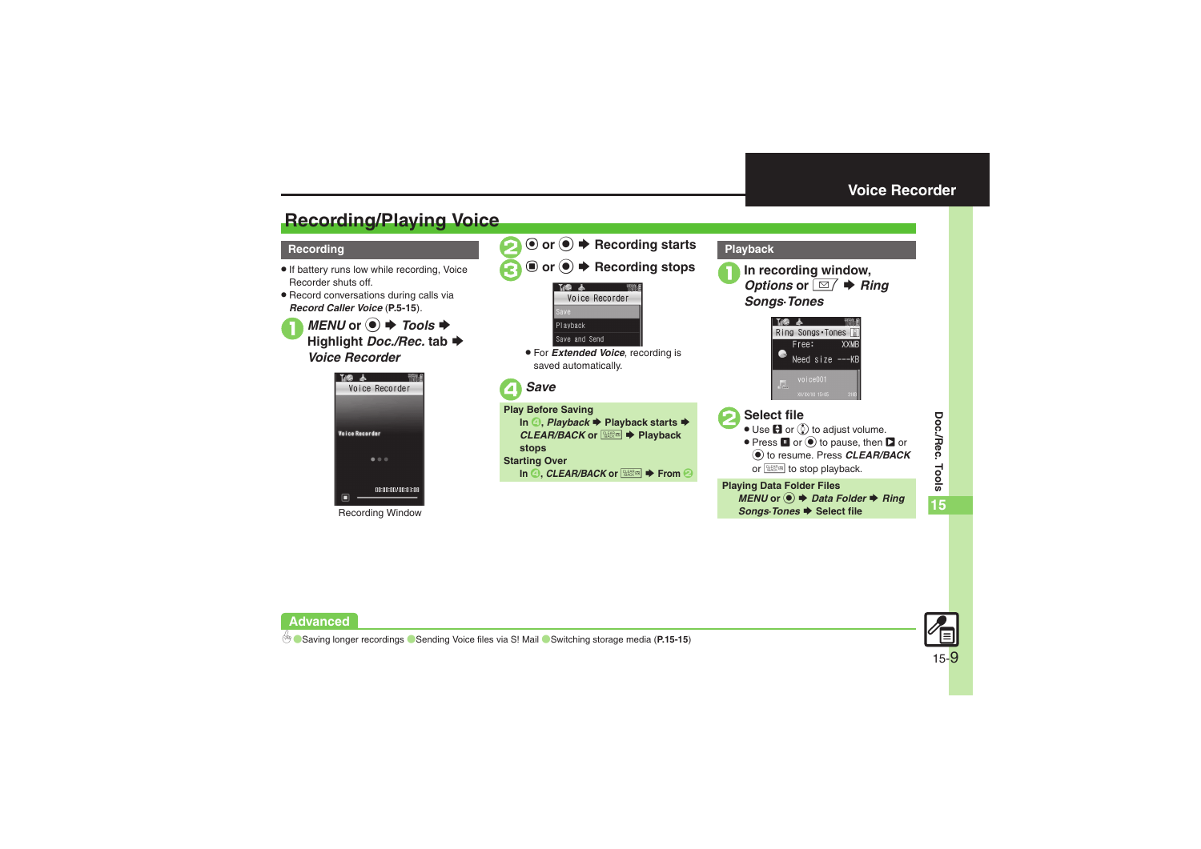# Recording/Playing Voice

## Recording

- If battery runs low while recording, Voice Recorder shuts off.
- Record conversations during calls via *Record Caller Voice* (**P.5-15**).

**1** *MENU* or ◉ ➡ *Tools* ➡ Highlight *Doc./Rec.* tab ➡ *Voice Recorder*

Recording Window

**2** ◉ or ◉ ➡ Recording starts

**3** ◼ or ◉ ➡ Recording stops

- For *Extended Voice*, recording is saved automatically.

**4** *Save*

**Play Before Saving**

In 4, *Playback* ➡ Playback starts ➡ *CLEAR/BACK* or CLEAR/BACK ➡ Playback stops

**Starting Over**

In 4, *CLEAR/BACK* or CLEAR/BACK ➡ From 2

## Playback

**1** In recording window, *Options* or ✉ ➡ *Ring Songs·Tones*

**2** Select file

- Use ◆ or ◎ to adjust volume.
- Press ⏸ or ◉ to pause, then ▶ or ◉ to resume. Press *CLEAR/BACK* or CLEAR/BACK to stop playback.

**Playing Data Folder Files**

*MENU* or ◉ ➡ *Data Folder* ➡ *Ring Songs·Tones* ➡ Select file

## Advanced

Saving longer recordings ● Sending Voice files via S! Mail ● Switching storage media (**P.15-15**)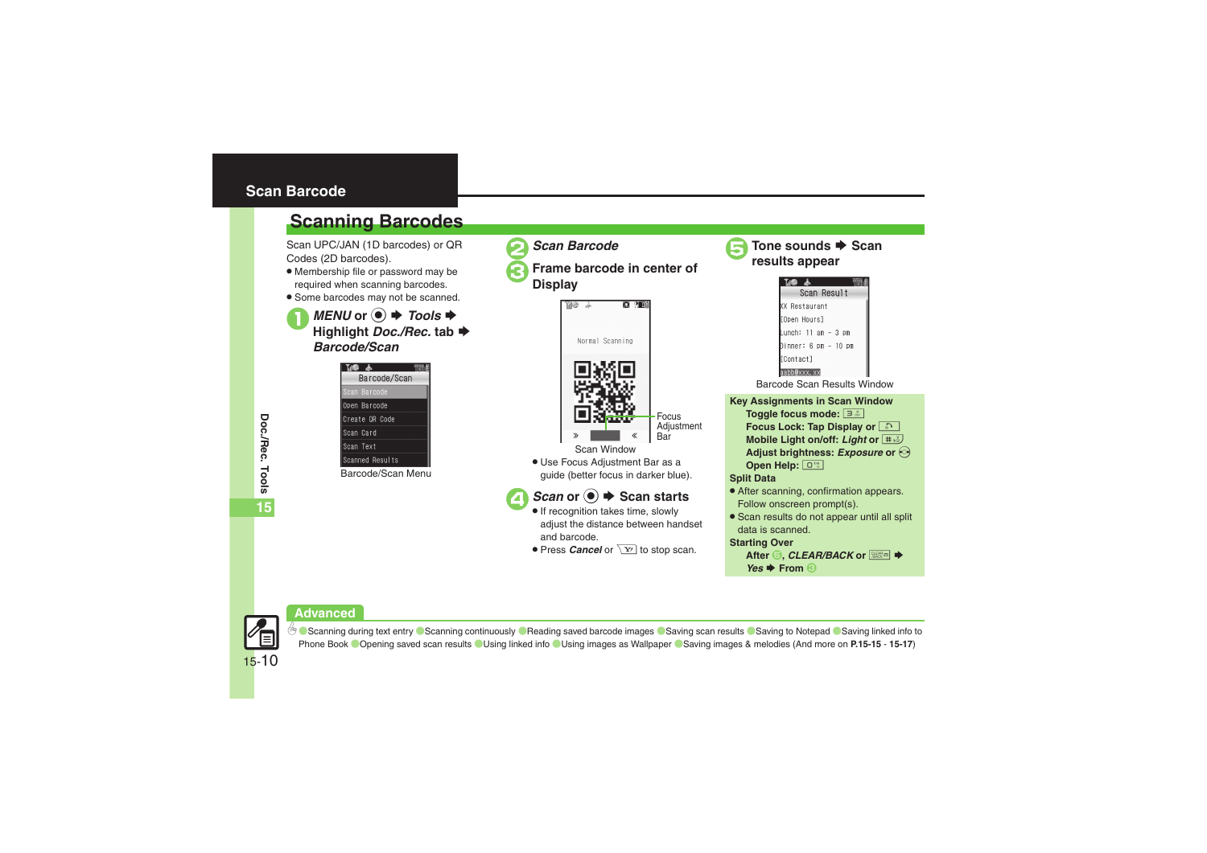## Scan Barcode

### Scanning Barcodes

Scan UPC/JAN (1D barcodes) or QR Codes (2D barcodes).

- Membership file or password may be required when scanning barcodes.
- Some barcodes may not be scanned.

**1** ***MENU*** **or ● ➡ *Tools* ➡ Highlight *Doc./Rec.* tab ➡ *Barcode/Scan***

Barcode/Scan Menu

**2** ***Scan Barcode***

**3** **Frame barcode in center of Display**

Focus Adjustment Bar

Scan Window

- Use Focus Adjustment Bar as a guide (better focus in darker blue).

**4** ***Scan*** **or ● ➡ Scan starts**

- If recognition takes time, slowly adjust the distance between handset and barcode.
- Press *Cancel* or [Y'] to stop scan.

**5** **Tone sounds ➡ Scan results appear**

Barcode Scan Results Window

**Key Assignments in Scan Window**

**Toggle focus mode:** [3]

**Focus Lock: Tap Display or** [↗]

**Mobile Light on/off:** ***Light*** **or** [#]

**Adjust brightness:** ***Exposure*** **or** [◎]

**Open Help:** [0]

**Split Data**

- After scanning, confirmation appears. Follow onscreen prompt(s).
- Scan results do not appear until all split data is scanned.

**Starting Over**

**After 5, *CLEAR/BACK* or** [CLEAR] **➡ *Yes* ➡ From 3**

**Advanced**

● Scanning during text entry ● Scanning continuously ● Reading saved barcode images ● Saving scan results ● Saving to Notepad ● Saving linked info to Phone Book ● Opening saved scan results ● Using linked info ● Using images as Wallpaper ● Saving images & melodies (And more on **P.15-15 - 15-17**)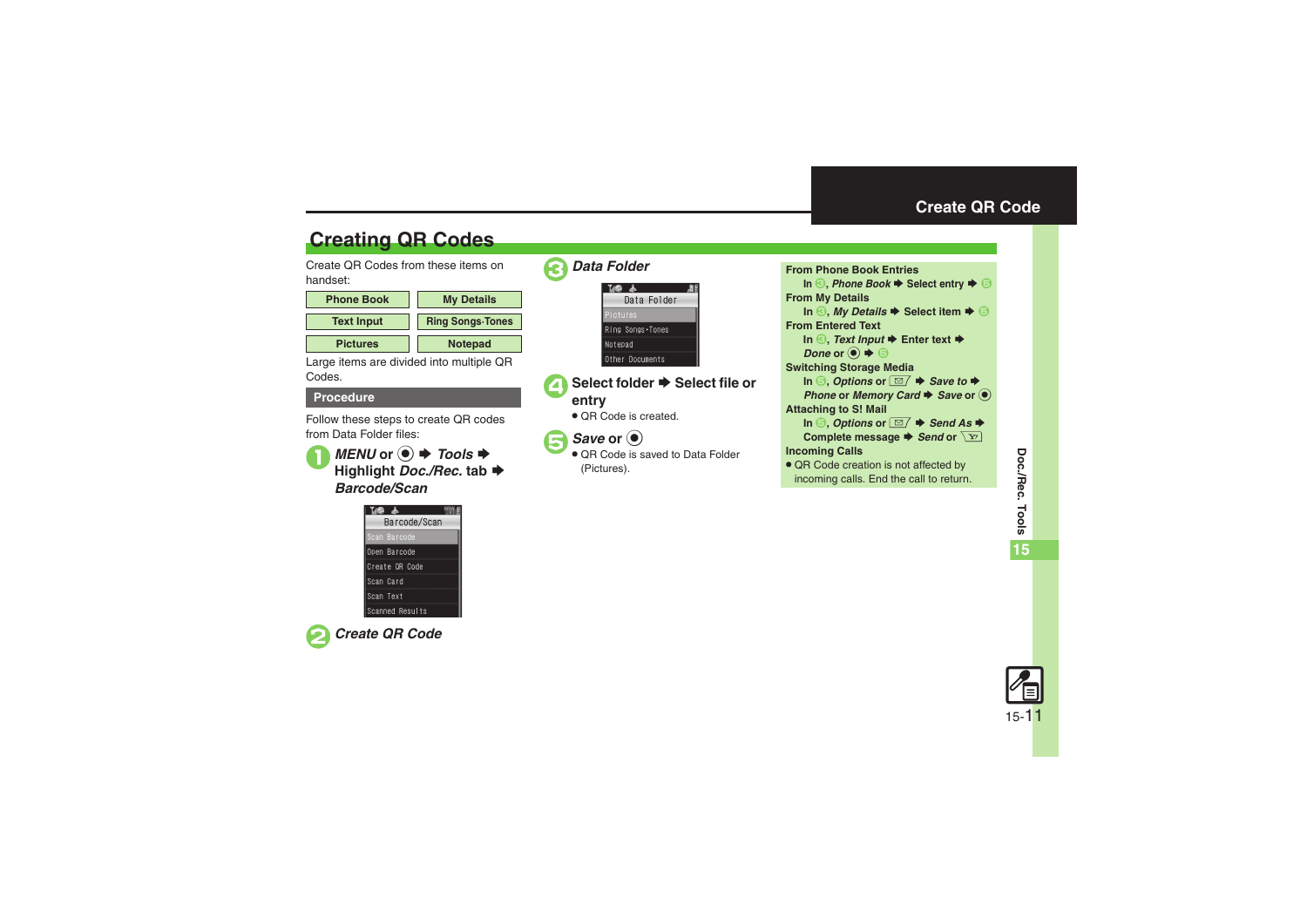## Creating QR Codes

Create QR Codes from these items on handset:

| | |
|---|---|
| Phone Book | My Details |
| Text Input | Ring Songs·Tones |
| Pictures | Notepad |

Large items are divided into multiple QR Codes.

**Procedure**

Follow these steps to create QR codes from Data Folder files:

1. ***MENU* or ◉ ➡ *Tools* ➡ Highlight *Doc./Rec.* tab ➡ *Barcode/Scan***

   Barcode/Scan
   - Scan Barcode
   - Open Barcode
   - Create QR Code
   - Scan Card
   - Scan Text
   - Scanned Results

2. ***Create QR Code***

3. ***Data Folder***

   Data Folder
   - Pictures
   - Ring Songs·Tones
   - Notepad
   - Other Documents

4. **Select folder ➡ Select file or entry**
   - QR Code is created.

5. ***Save* or ◉**
   - QR Code is saved to Data Folder (Pictures).

**From Phone Book Entries**
In 3, *Phone Book* ➡ Select entry ➡ 5

**From My Details**
In 3, *My Details* ➡ Select item ➡ 5

**From Entered Text**
In 3, *Text Input* ➡ Enter text ➡ *Done* or ◉ ➡ 5

**Switching Storage Media**
In 5, *Options* or ✉ ➡ *Save to* ➡ *Phone* or *Memory Card* ➡ *Save* or ◉

**Attaching to S! Mail**
In 5, *Options* or ✉ ➡ *Send As* ➡ Complete message ➡ *Send* or ✉

**Incoming Calls**
- QR Code creation is not affected by incoming calls. End the call to return.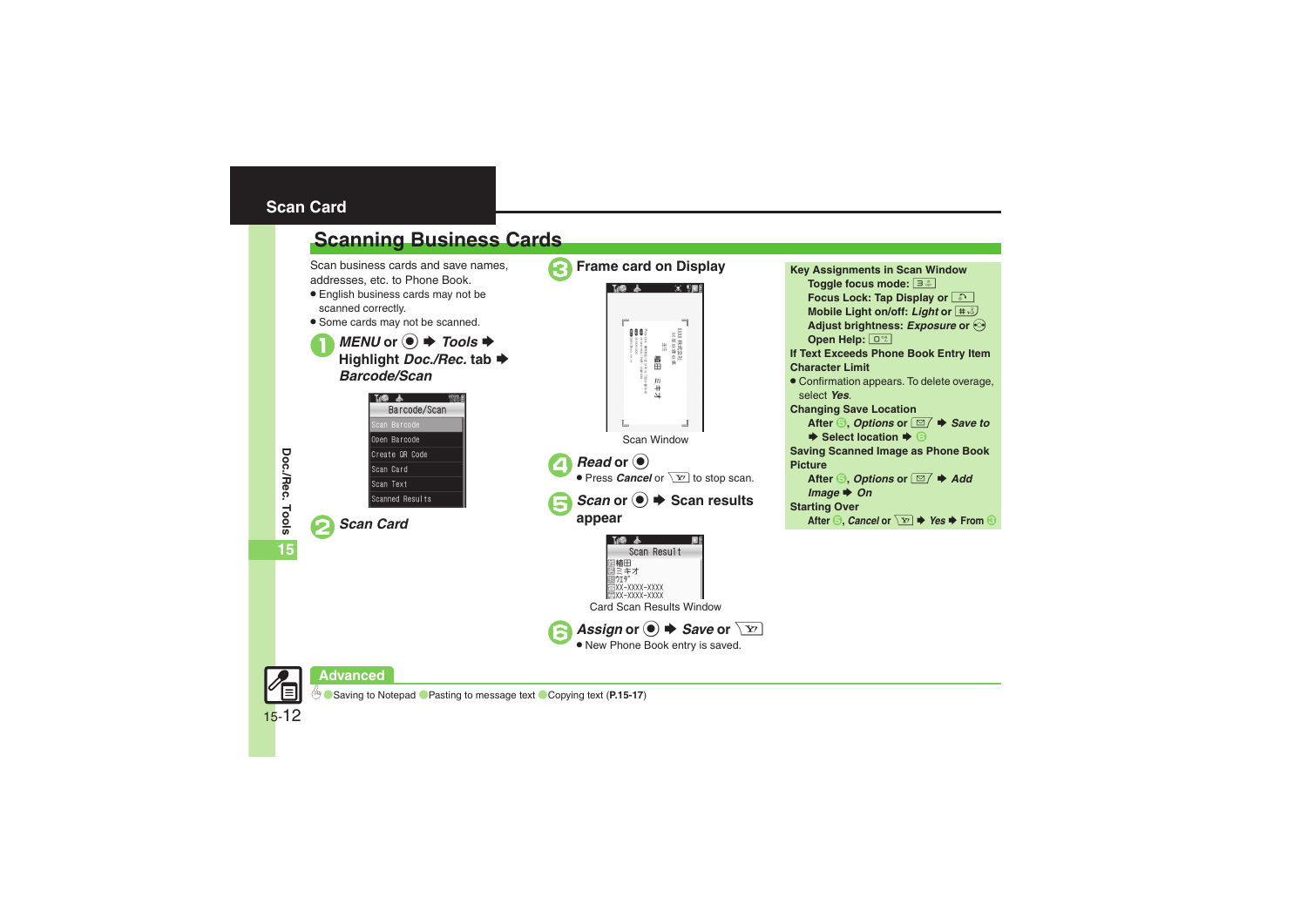## Scan Card

# Scanning Business Cards

Scan business cards and save names, addresses, etc. to Phone Book.

- English business cards may not be scanned correctly.
- Some cards may not be scanned.

1. ***MENU*** **or ● ➡ *Tools* ➡ Highlight *Doc./Rec.* tab ➡ *Barcode/Scan***

   Barcode/Scan
   Scan Barcode
   Open Barcode
   Create QR Code
   Scan Card
   Scan Text
   Scanned Results

2. ***Scan Card***

3. **Frame card on Display**

   Scan Window

4. ***Read*** **or ●**
   - Press *Cancel* or  to stop scan.

5. ***Scan*** **or ● ➡ Scan results appear**

   Scan Result
   暢田
   ミキオ
   ウエダ
   XX-XXXX-XXXX
   XX-XXXX-XXXX

   Card Scan Results Window

6. ***Assign*** **or ● ➡ *Save*** **or** 
   - New Phone Book entry is saved.

**Key Assignments in Scan Window**

**Toggle focus mode:** 
**Focus Lock: Tap Display or** 
**Mobile Light on/off: *Light*** **or** 
**Adjust brightness: *Exposure*** **or** 
**Open Help:** 

**If Text Exceeds Phone Book Entry Item Character Limit**

- Confirmation appears. To delete overage, select *Yes*.

**Changing Save Location**

**After 5, *Options*** **or  ➡ *Save to* ➡ Select location ➡ 6**

**Saving Scanned Image as Phone Book Picture**

**After 5, *Options*** **or  ➡ *Add Image* ➡ *On***

**Starting Over**

**After 5, *Cancel*** **or  ➡ *Yes* ➡ From 3**

**Advanced**

Saving to Notepad ● Pasting to message text ● Copying text (**P.15-17**)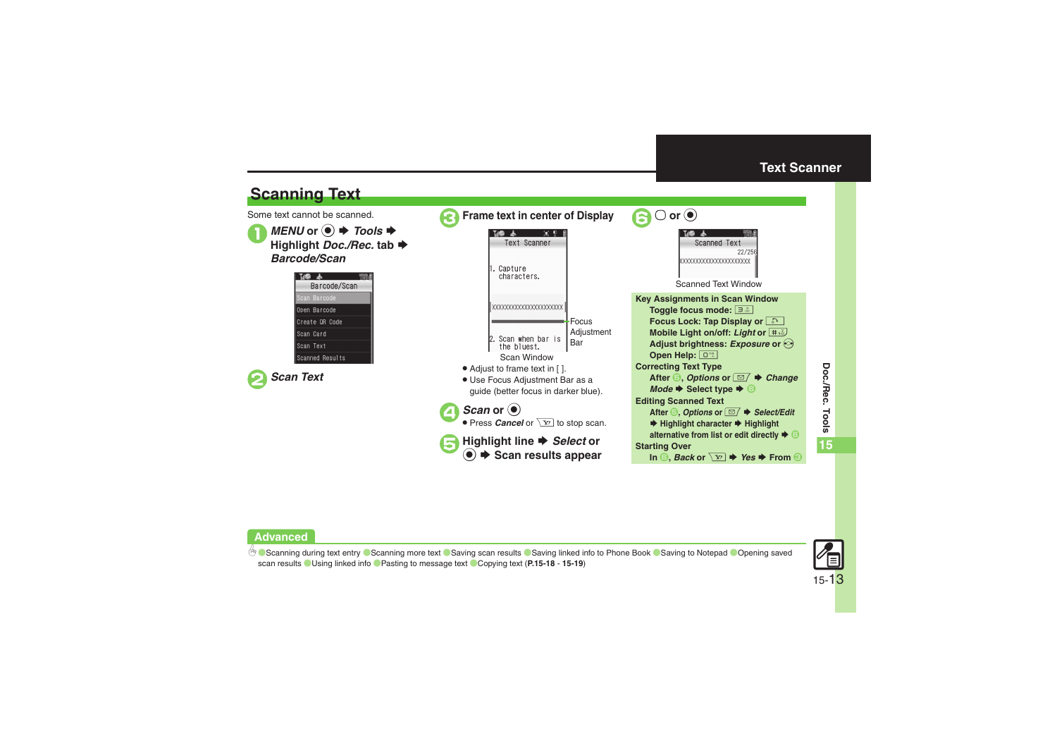## Text Scanner

# Scanning Text

Some text cannot be scanned.

1. ***MENU*** **or ● ➡ *Tools* ➡ Highlight *Doc./Rec.* tab ➡ *Barcode/Scan***

   Barcode/Scan
   - Scan Barcode
   - Open Barcode
   - Create QR Code
   - Scan Card
   - Scan Text
   - Scanned Results

2. ***Scan Text***

3. **Frame text in center of Display**

   Text Scanner
   1. Capture characters.
   2. Scan when bar is the bluest.

   Focus Adjustment Bar

   Scan Window

   - Adjust to frame text in [ ].
   - Use Focus Adjustment Bar as a guide (better focus in darker blue).

4. ***Scan*** **or ●**
   - Press *Cancel* or [Y!] to stop scan.

5. **Highlight line ➡ *Select* or ● ➡ Scan results appear**

6. **○ or ●**

   Scanned Text
   22/256

   Scanned Text Window

**Key Assignments in Scan Window**

- **Toggle focus mode:** [3]
- **Focus Lock: Tap Display or** [↶]
- **Mobile Light on/off: *Light* or** [#]
- **Adjust brightness: *Exposure* or** [◎]
- **Open Help:** [0]

**Correcting Text Type**

**After 5, *Options* or [✉] ➡ *Change Mode* ➡ Select type ➡ 5**

**Editing Scanned Text**

**After 5, *Options* or [✉] ➡ *Select/Edit* ➡ Highlight character ➡ Highlight alternative from list or edit directly ➡ 6**

**Starting Over**

**In 6, *Back* or [Y!] ➡ *Yes* ➡ From 3**

Doc./Rec. Tools 15

**Advanced**

Scanning during text entry · Scanning more text · Saving scan results · Saving linked info to Phone Book · Saving to Notepad · Opening saved scan results · Using linked info · Pasting to message text · Copying text (**P.15-18** - **15-19**)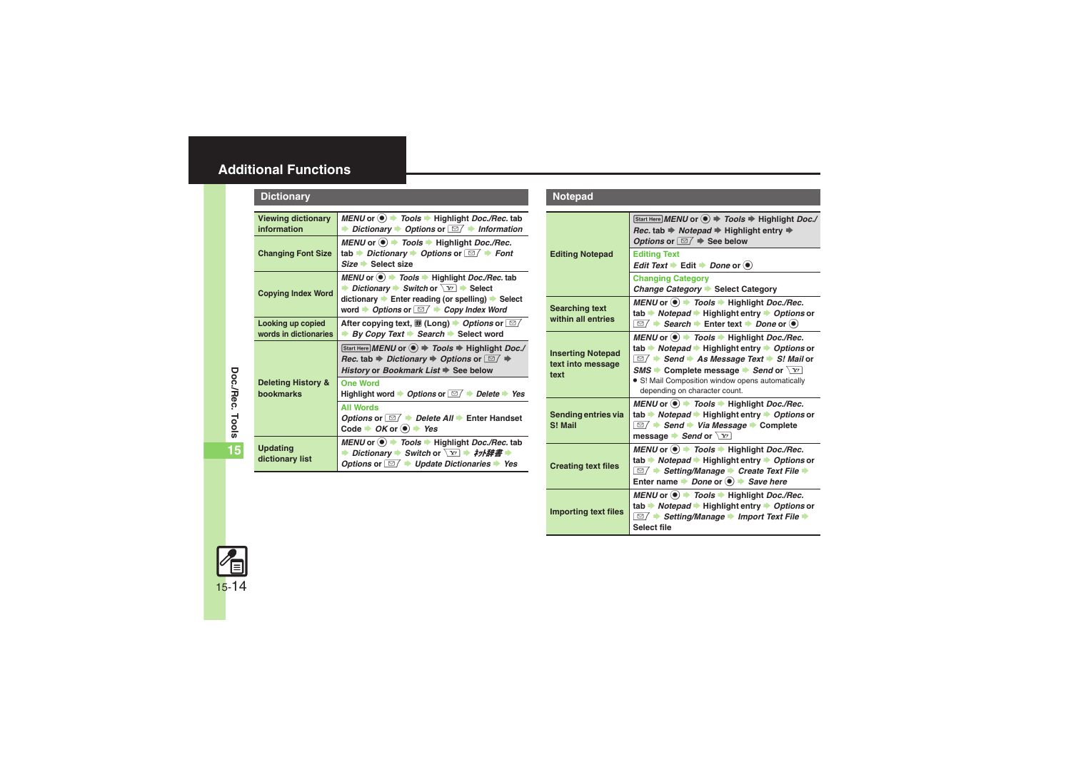## Additional Functions

### Dictionary

| | |
|---|---|
| Viewing dictionary information | *MENU* or ● ➡ *Tools* ➡ Highlight *Doc./Rec.* tab ➡ *Dictionary* ➡ *Options* or ✉ ➡ *Information* |
| Changing Font Size | *MENU* or ● ➡ *Tools* ➡ Highlight *Doc./Rec.* tab ➡ *Dictionary* ➡ *Options* or ✉ ➡ *Font Size* ➡ Select size |
| Copying Index Word | *MENU* or ● ➡ *Tools* ➡ Highlight *Doc./Rec.* tab ➡ *Dictionary* ➡ *Switch* or Y! ➡ Select dictionary ➡ Enter reading (or spelling) ➡ Select word ➡ *Options* or ✉ ➡ *Copy Index Word* |
| Looking up copied words in dictionaries | After copying text, 辞 (Long) ➡ *Options* or ✉ ➡ *By Copy Text* ➡ *Search* ➡ Select word |
| Deleting History & bookmarks | Start Here *MENU* or ● ➡ *Tools* ➡ Highlight *Doc./Rec.* tab ➡ *Dictionary* ➡ *Options* or ✉ ➡ *History* or *Bookmark List* ➡ See below |
| | **One Word**<br>Highlight word ➡ *Options* or ✉ ➡ *Delete* ➡ *Yes* |
| | **All Words**<br>*Options* or ✉ ➡ *Delete All* ➡ Enter Handset Code ➡ *OK* or ● ➡ *Yes* |
| Updating dictionary list | *MENU* or ● ➡ *Tools* ➡ Highlight *Doc./Rec.* tab ➡ *Dictionary* ➡ *Switch* or Y! ➡ *ﾈｯﾄ辞書* ➡ *Options* or ✉ ➡ *Update Dictionaries* ➡ *Yes* |

### Notepad

| | |
|---|---|
| Editing Notepad | Start Here *MENU* or ● ➡ *Tools* ➡ Highlight *Doc./Rec.* tab ➡ *Notepad* ➡ Highlight entry ➡ *Options* or ✉ ➡ See below |
| | **Editing Text**<br>*Edit Text* ➡ Edit ➡ *Done* or ● |
| | **Changing Category**<br>*Change Category* ➡ Select Category |
| Searching text within all entries | *MENU* or ● ➡ *Tools* ➡ Highlight *Doc./Rec.* tab ➡ *Notepad* ➡ Highlight entry ➡ *Options* or ✉ ➡ *Search* ➡ Enter text ➡ *Done* or ● |
| Inserting Notepad text into message text | *MENU* or ● ➡ *Tools* ➡ Highlight *Doc./Rec.* tab ➡ *Notepad* ➡ Highlight entry ➡ *Options* or ✉ ➡ *Send* ➡ *As Message Text* ➡ *S! Mail* or *SMS* ➡ Complete message ➡ *Send* or Y!<br>● S! Mail Composition window opens automatically depending on character count. |
| Sending entries via S! Mail | *MENU* or ● ➡ *Tools* ➡ Highlight *Doc./Rec.* tab ➡ *Notepad* ➡ Highlight entry ➡ *Options* or ✉ ➡ *Send* ➡ *Via Message* ➡ Complete message ➡ *Send* or Y! |
| Creating text files | *MENU* or ● ➡ *Tools* ➡ Highlight *Doc./Rec.* tab ➡ *Notepad* ➡ Highlight entry ➡ *Options* or ✉ ➡ *Setting/Manage* ➡ *Create Text File* ➡ Enter name ➡ *Done* or ● ➡ *Save here* |
| Importing text files | *MENU* or ● ➡ *Tools* ➡ Highlight *Doc./Rec.* tab ➡ *Notepad* ➡ Highlight entry ➡ *Options* or ✉ ➡ *Setting/Manage* ➡ *Import Text File* ➡ Select file |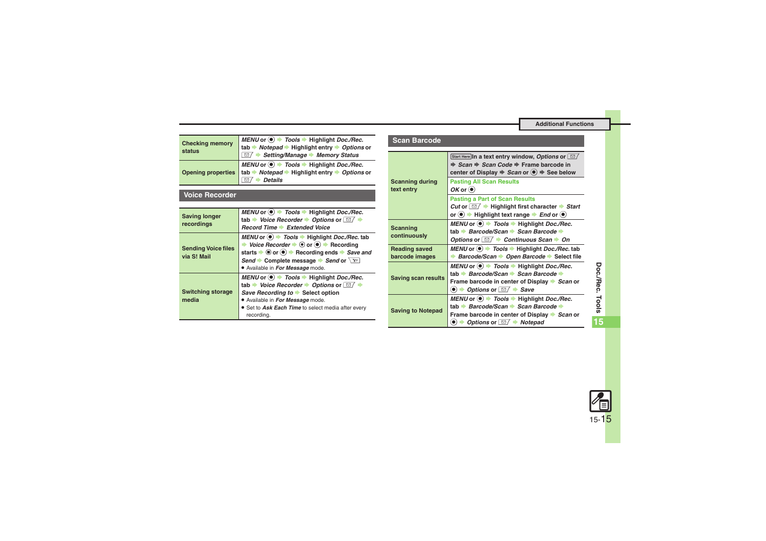| | |
|---|---|
| **Checking memory status** | *MENU* or ◉ ➡ *Tools* ➡ Highlight *Doc./Rec.* tab ➡ *Notepad* ➡ Highlight entry ➡ *Options* or ✉ ➡ *Setting/Manage* ➡ *Memory Status* |
| **Opening properties** | *MENU* or ◉ ➡ *Tools* ➡ Highlight *Doc./Rec.* tab ➡ *Notepad* ➡ Highlight entry ➡ *Options* or ✉ ➡ *Details* |

## Voice Recorder

| | |
|---|---|
| **Saving longer recordings** | *MENU* or ◉ ➡ *Tools* ➡ Highlight *Doc./Rec.* tab ➡ *Voice Recorder* ➡ *Options* or ✉ ➡ *Record Time* ➡ *Extended Voice* |
| **Sending Voice files via S! Mail** | *MENU* or ◉ ➡ *Tools* ➡ Highlight *Doc./Rec.* tab ➡ *Voice Recorder* ➡ ◉ or ◉ ➡ Recording starts ➡ ◉ or ◉ ➡ Recording ends ➡ *Save and Send* ➡ Complete message ➡ *Send* or ✉ • Available in *For Message* mode. |
| **Switching storage media** | *MENU* or ◉ ➡ *Tools* ➡ Highlight *Doc./Rec.* tab ➡ *Voice Recorder* ➡ *Options* or ✉ ➡ *Save Recording to* ➡ Select option • Available in *For Message* mode. • Set to *Ask Each Time* to select media after every recording. |

## Scan Barcode

| | |
|---|---|
| **Scanning during text entry** | Start Here In a text entry window, *Options* or ✉ ➡ *Scan* ➡ *Scan Code* ➡ Frame barcode in center of Display ➡ *Scan* or ◉ ➡ See below |
| | **Pasting All Scan Results** *OK* or ◉ |
| | **Pasting a Part of Scan Results** *Cut* or ✉ ➡ Highlight first character ➡ *Start* or ◉ ➡ Highlight text range ➡ *End* or ◉ |
| **Scanning continuously** | *MENU* or ◉ ➡ *Tools* ➡ Highlight *Doc./Rec.* tab ➡ *Barcode/Scan* ➡ *Scan Barcode* ➡ *Options* or ✉ ➡ *Continuous Scan* ➡ *On* |
| **Reading saved barcode images** | *MENU* or ◉ ➡ *Tools* ➡ Highlight *Doc./Rec.* tab ➡ *Barcode/Scan* ➡ *Open Barcode* ➡ Select file |
| **Saving scan results** | *MENU* or ◉ ➡ *Tools* ➡ Highlight *Doc./Rec.* tab ➡ *Barcode/Scan* ➡ *Scan Barcode* ➡ Frame barcode in center of Display ➡ *Scan* or ◉ ➡ *Options* or ✉ ➡ *Save* |
| **Saving to Notepad** | *MENU* or ◉ ➡ *Tools* ➡ Highlight *Doc./Rec.* tab ➡ *Barcode/Scan* ➡ *Scan Barcode* ➡ Frame barcode in center of Display ➡ *Scan* or ◉ ➡ *Options* or ✉ ➡ *Notepad* |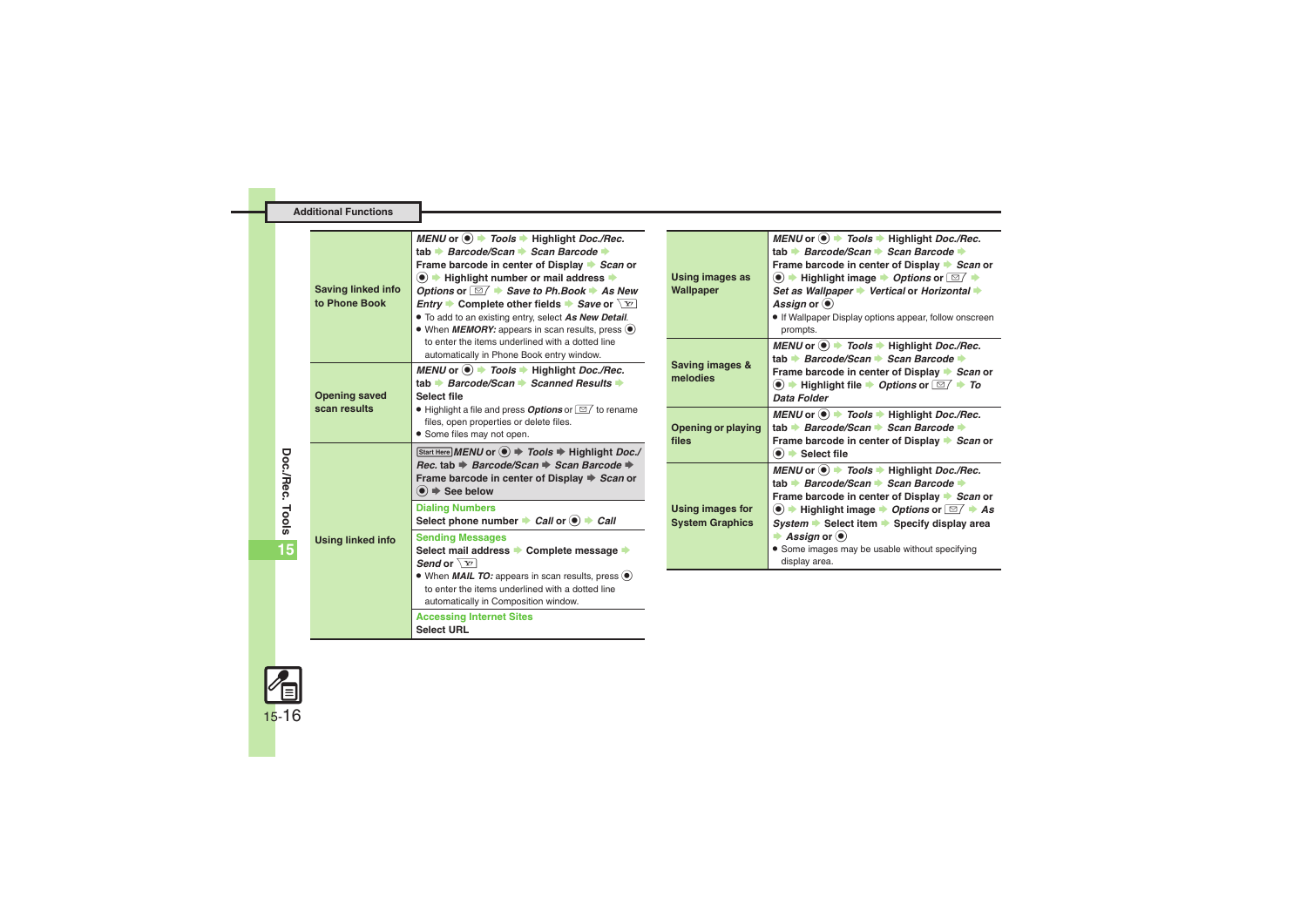## Additional Functions

| | |
|---|---|
| **Saving linked info to Phone Book** | *MENU* or ◉ ➡ *Tools* ➡ Highlight *Doc./Rec.* tab ➡ *Barcode/Scan* ➡ *Scan Barcode* ➡ Frame barcode in center of Display ➡ *Scan* or ◉ ➡ Highlight number or mail address ➡ *Options* or ✉ ➡ *Save to Ph.Book* ➡ *As New Entry* ➡ Complete other fields ➡ *Save* or Y!<br>• To add to an existing entry, select *As New Detail*.<br>• When *MEMORY:* appears in scan results, press ◉ to enter the items underlined with a dotted line automatically in Phone Book entry window. |
| **Opening saved scan results** | *MENU* or ◉ ➡ *Tools* ➡ Highlight *Doc./Rec.* tab ➡ *Barcode/Scan* ➡ *Scanned Results* ➡ Select file<br>• Highlight a file and press *Options* or ✉ to rename files, open properties or delete files.<br>• Some files may not open. |
| **Using linked info** | Start Here *MENU* or ◉ ➡ *Tools* ➡ Highlight *Doc./Rec.* tab ➡ *Barcode/Scan* ➡ *Scan Barcode* ➡ Frame barcode in center of Display ➡ *Scan* or ◉ ➡ See below<br><br>**Dialing Numbers**<br>Select phone number ➡ *Call* or ◉ ➡ *Call*<br><br>**Sending Messages**<br>Select mail address ➡ Complete message ➡ *Send* or Y!<br>• When *MAIL TO:* appears in scan results, press ◉ to enter the items underlined with a dotted line automatically in Composition window.<br><br>**Accessing Internet Sites**<br>Select URL |
| **Using images as Wallpaper** | *MENU* or ◉ ➡ *Tools* ➡ Highlight *Doc./Rec.* tab ➡ *Barcode/Scan* ➡ *Scan Barcode* ➡ Frame barcode in center of Display ➡ *Scan* or ◉ ➡ Highlight image ➡ *Options* or ✉ ➡ *Set as Wallpaper* ➡ *Vertical* or *Horizontal* ➡ *Assign* or ◉<br>• If Wallpaper Display options appear, follow onscreen prompts. |
| **Saving images & melodies** | *MENU* or ◉ ➡ *Tools* ➡ Highlight *Doc./Rec.* tab ➡ *Barcode/Scan* ➡ *Scan Barcode* ➡ Frame barcode in center of Display ➡ *Scan* or ◉ ➡ Highlight file ➡ *Options* or ✉ ➡ *To Data Folder* |
| **Opening or playing files** | *MENU* or ◉ ➡ *Tools* ➡ Highlight *Doc./Rec.* tab ➡ *Barcode/Scan* ➡ *Scan Barcode* ➡ Frame barcode in center of Display ➡ *Scan* or ◉ ➡ Select file |
| **Using images for System Graphics** | *MENU* or ◉ ➡ *Tools* ➡ Highlight *Doc./Rec.* tab ➡ *Barcode/Scan* ➡ *Scan Barcode* ➡ Frame barcode in center of Display ➡ *Scan* or ◉ ➡ Highlight image ➡ *Options* or ✉ ➡ *As System* ➡ Select item ➡ Specify display area ➡ *Assign* or ◉<br>• Some images may be usable without specifying display area. |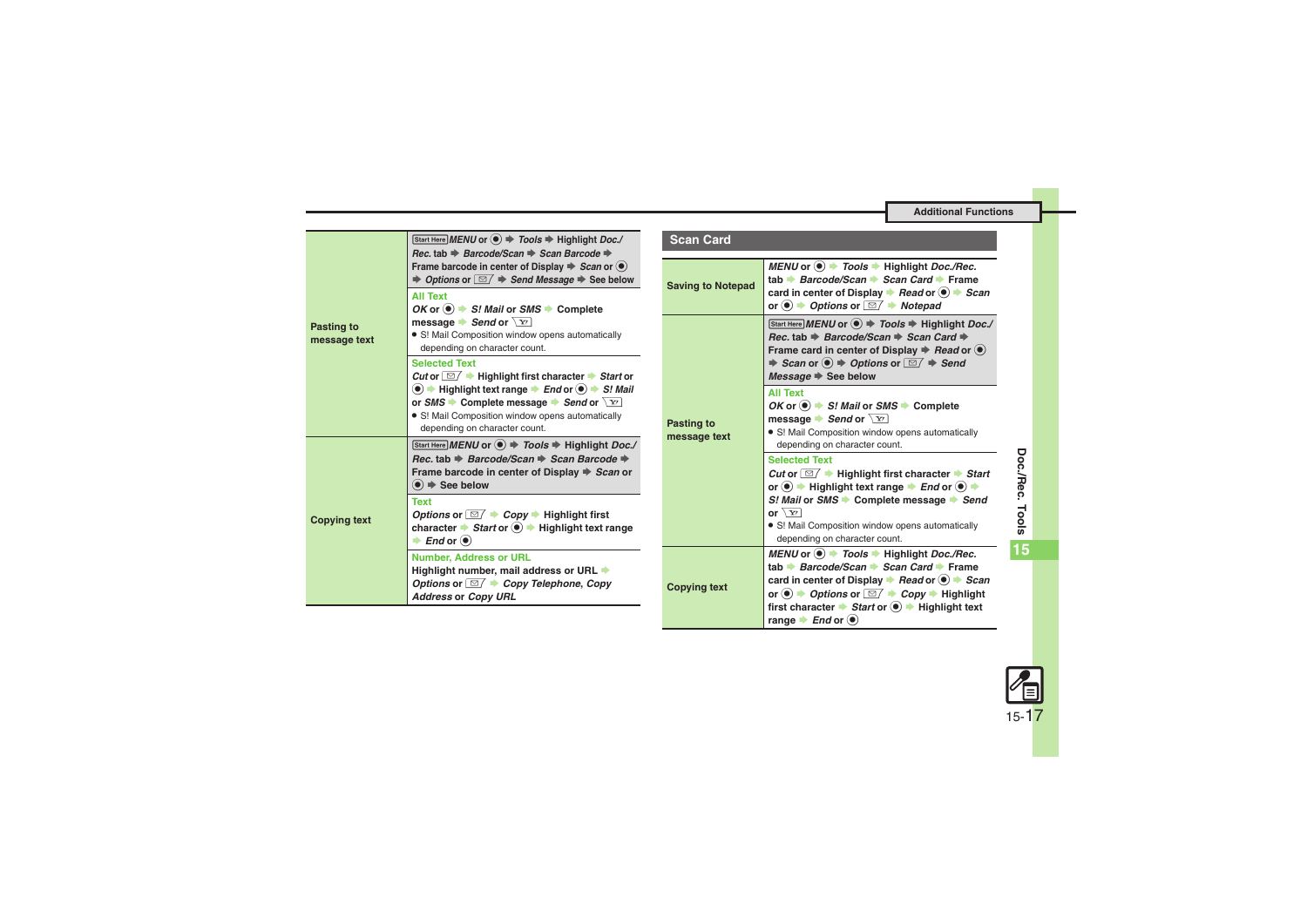| | |
|---|---|
| **Pasting to message text** | Start Here *MENU* or ● ➡ *Tools* ➡ Highlight *Doc./Rec.* tab ➡ *Barcode/Scan* ➡ *Scan Barcode* ➡ Frame barcode in center of Display ➡ *Scan* or ● ➡ *Options* or ✉ ➡ *Send Message* ➡ See below |
| | **All Text**<br>*OK* or ● ➡ *S! Mail* or *SMS* ➡ Complete message ➡ *Send* or Y!<br>● S! Mail Composition window opens automatically depending on character count. |
| | **Selected Text**<br>*Cut* or ✉ ➡ Highlight first character ➡ *Start* or ● ➡ Highlight text range ➡ *End* or ● ➡ *S! Mail* or *SMS* ➡ Complete message ➡ *Send* or Y!<br>● S! Mail Composition window opens automatically depending on character count. |
| **Copying text** | Start Here *MENU* or ● ➡ *Tools* ➡ Highlight *Doc./Rec.* tab ➡ *Barcode/Scan* ➡ *Scan Barcode* ➡ Frame barcode in center of Display ➡ *Scan* or ● ➡ See below |
| | **Text**<br>*Options* or ✉ ➡ *Copy* ➡ Highlight first character ➡ *Start* or ● ➡ Highlight text range ➡ *End* or ● |
| | **Number, Address or URL**<br>Highlight number, mail address or URL ➡ *Options* or ✉ ➡ *Copy Telephone*, *Copy Address* or *Copy URL* |

## Scan Card

| | |
|---|---|
| **Saving to Notepad** | *MENU* or ● ➡ *Tools* ➡ Highlight *Doc./Rec.* tab ➡ *Barcode/Scan* ➡ *Scan Card* ➡ Frame card in center of Display ➡ *Read* or ● ➡ *Scan* or ● ➡ *Options* or ✉ ➡ *Notepad* |
| **Pasting to message text** | Start Here *MENU* or ● ➡ *Tools* ➡ Highlight *Doc./Rec.* tab ➡ *Barcode/Scan* ➡ *Scan Card* ➡ Frame card in center of Display ➡ *Read* or ● ➡ *Scan* or ● ➡ *Options* or ✉ ➡ *Send Message* ➡ See below |
| | **All Text**<br>*OK* or ● ➡ *S! Mail* or *SMS* ➡ Complete message ➡ *Send* or Y!<br>● S! Mail Composition window opens automatically depending on character count. |
| | **Selected Text**<br>*Cut* or ✉ ➡ Highlight first character ➡ *Start* or ● ➡ Highlight text range ➡ *End* or ● ➡ *S! Mail* or *SMS* ➡ Complete message ➡ *Send* or Y!<br>● S! Mail Composition window opens automatically depending on character count. |
| **Copying text** | *MENU* or ● ➡ *Tools* ➡ Highlight *Doc./Rec.* tab ➡ *Barcode/Scan* ➡ *Scan Card* ➡ Frame card in center of Display ➡ *Read* or ● ➡ *Scan* or ● ➡ *Options* or ✉ ➡ *Copy* ➡ Highlight first character ➡ *Start* or ● ➡ Highlight text range ➡ *End* or ● |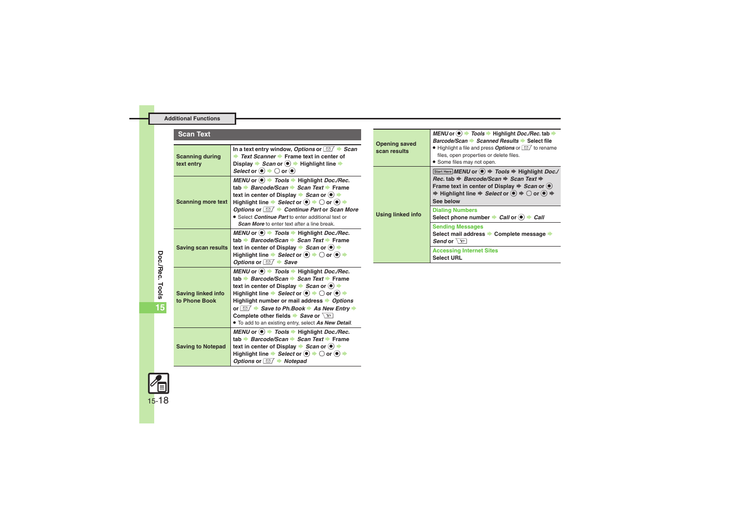## Scan Text

| | |
|---|---|
| Scanning during text entry | In a text entry window, *Options* or ✉ → *Scan* → *Text Scanner* → Frame text in center of Display → *Scan* or ● → Highlight line → *Select* or ● → ○ or ● |
| Scanning more text | *MENU* or ● → *Tools* → Highlight *Doc./Rec.* tab → *Barcode/Scan* → *Scan Text* → Frame text in center of Display → *Scan* or ● → Highlight line → *Select* or ● → ○ or ● → *Options* or ✉ → *Continue Part* or *Scan More*<br>● Select *Continue Part* to enter additional text or *Scan More* to enter text after a line break. |
| Saving scan results | *MENU* or ● → *Tools* → Highlight *Doc./Rec.* tab → *Barcode/Scan* → *Scan Text* → Frame text in center of Display → *Scan* or ● → Highlight line → *Select* or ● → ○ or ● → *Options* or ✉ → *Save* |
| Saving linked info to Phone Book | *MENU* or ● → *Tools* → Highlight *Doc./Rec.* tab → *Barcode/Scan* → *Scan Text* → Frame text in center of Display → *Scan* or ● → Highlight line → *Select* or ● → ○ or ● → Highlight number or mail address → *Options* or ✉ → *Save to Ph.Book* → *As New Entry* → Complete other fields → *Save* or ✉<br>● To add to an existing entry, select *As New Detail*. |
| Saving to Notepad | *MENU* or ● → *Tools* → Highlight *Doc./Rec.* tab → *Barcode/Scan* → *Scan Text* → Frame text in center of Display → *Scan* or ● → Highlight line → *Select* or ● → ○ or ● → *Options* or ✉ → *Notepad* |
| Opening saved scan results | *MENU* or ● → *Tools* → Highlight *Doc./Rec.* tab → *Barcode/Scan* → *Scanned Results* → Select file<br>● Highlight a file and press *Options* or ✉ to rename files, open properties or delete files.<br>● Some files may not open. |
| Using linked info | Start Here *MENU* or ● → *Tools* → Highlight *Doc./Rec.* tab → *Barcode/Scan* → *Scan Text* → Frame text in center of Display → *Scan* or ● → Highlight line → *Select* or ● → ○ or ● → See below<br>**Dialing Numbers**<br>Select phone number → *Call* or ● → *Call*<br>**Sending Messages**<br>Select mail address → Complete message → *Send* or ✉<br>**Accessing Internet Sites**<br>Select URL |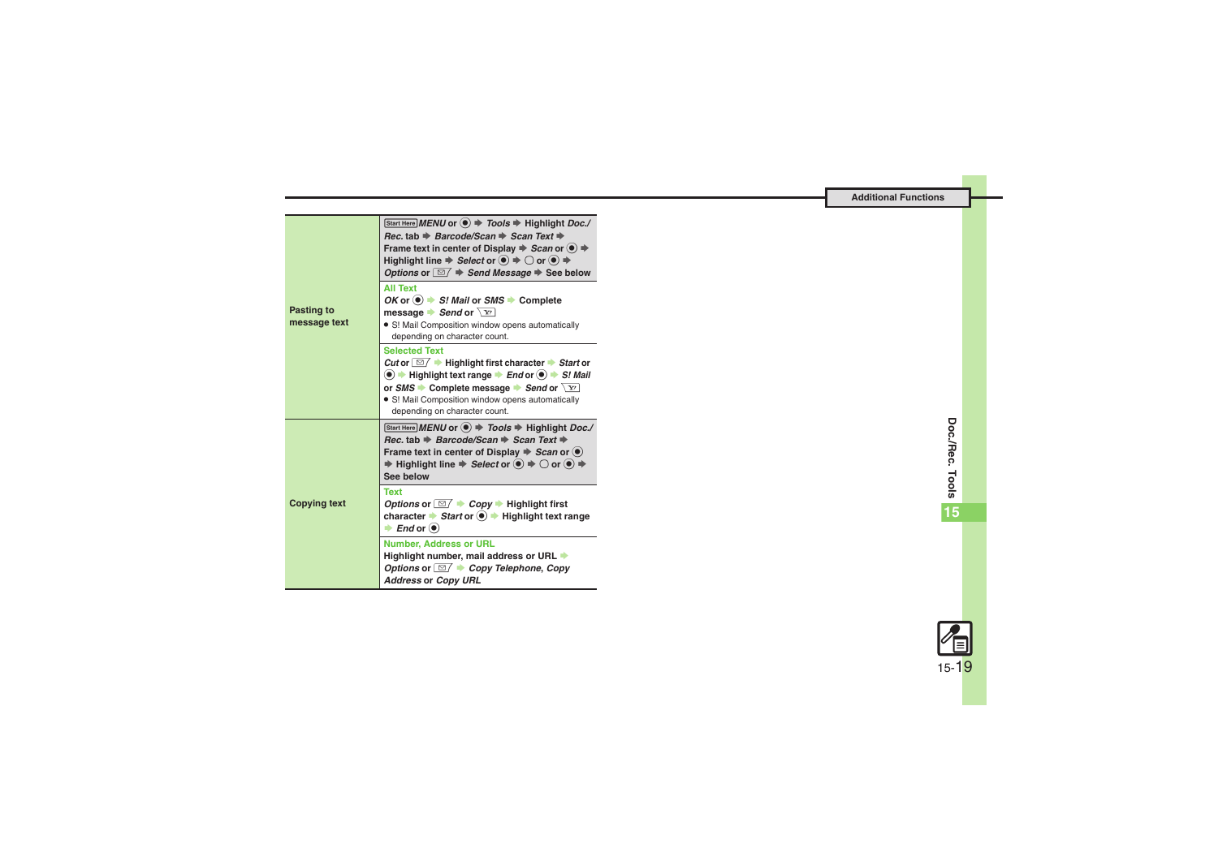| | |
|---|---|
| Pasting to message text | Start Here *MENU* or ● ➡ *Tools* ➡ Highlight *Doc./Rec.* tab ➡ *Barcode/Scan* ➡ *Scan Text* ➡ Frame text in center of Display ➡ *Scan* or ● ➡ Highlight line ➡ *Select* or ● ➡ ○ or ● ➡ *Options* or ✉ ➡ *Send Message* ➡ See below |
| | **All Text**<br>*OK* or ● ➡ *S! Mail* or *SMS* ➡ Complete message ➡ *Send* or Y!<br>• S! Mail Composition window opens automatically depending on character count. |
| | **Selected Text**<br>*Cut* or ✉ ➡ Highlight first character ➡ *Start* or ● ➡ Highlight text range ➡ *End* or ● ➡ *S! Mail* or *SMS* ➡ Complete message ➡ *Send* or Y!<br>• S! Mail Composition window opens automatically depending on character count. |
| Copying text | Start Here *MENU* or ● ➡ *Tools* ➡ Highlight *Doc./Rec.* tab ➡ *Barcode/Scan* ➡ *Scan Text* ➡ Frame text in center of Display ➡ *Scan* or ● ➡ Highlight line ➡ *Select* or ● ➡ ○ or ● ➡ See below |
| | **Text**<br>*Options* or ✉ ➡ *Copy* ➡ Highlight first character ➡ *Start* or ● ➡ Highlight text range ➡ *End* or ● |
| | **Number, Address or URL**<br>Highlight number, mail address or URL ➡ *Options* or ✉ ➡ *Copy Telephone*, *Copy Address* or *Copy URL* |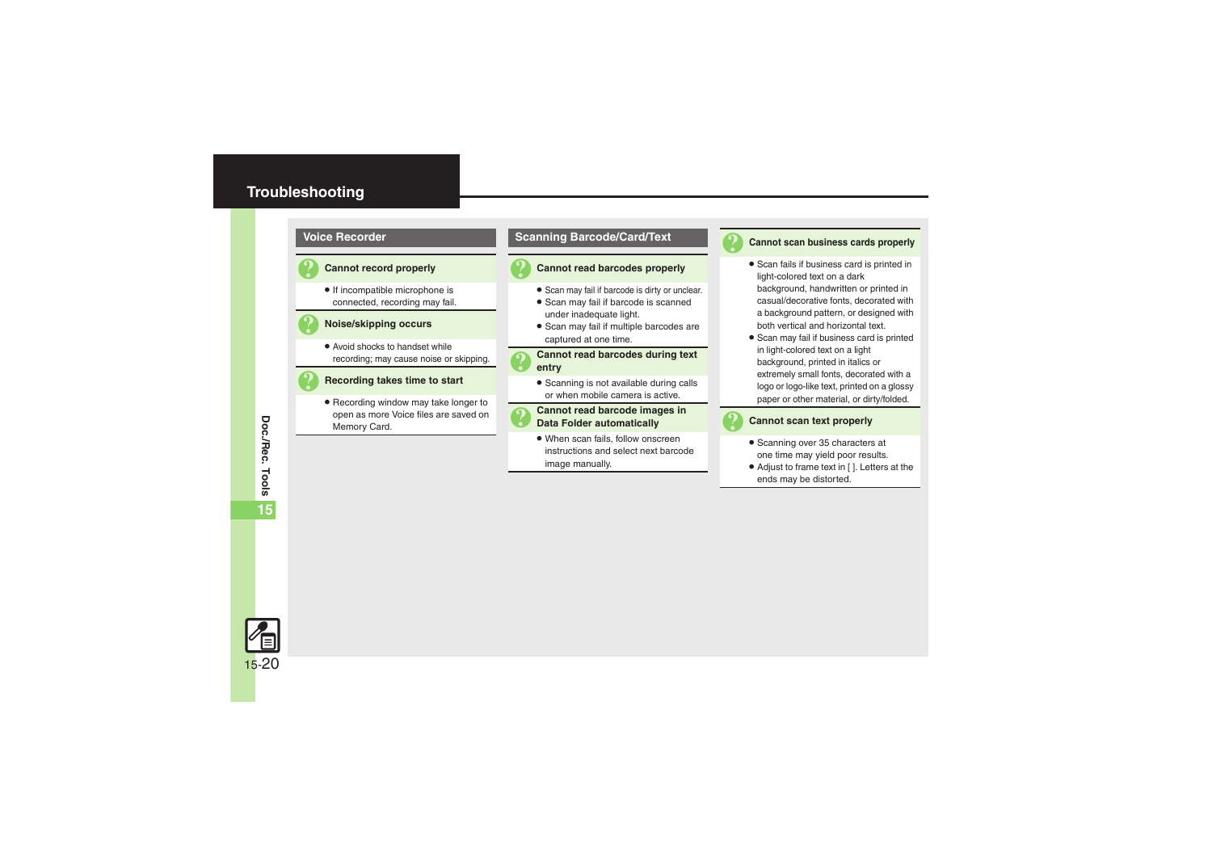# Troubleshooting

## Voice Recorder

### Cannot record properly

- If incompatible microphone is connected, recording may fail.

### Noise/skipping occurs

- Avoid shocks to handset while recording; may cause noise or skipping.

### Recording takes time to start

- Recording window may take longer to open as more Voice files are saved on Memory Card.

## Scanning Barcode/Card/Text

### Cannot read barcodes properly

- Scan may fail if barcode is dirty or unclear.
- Scan may fail if barcode is scanned under inadequate light.
- Scan may fail if multiple barcodes are captured at one time.

### Cannot read barcodes during text entry

- Scanning is not available during calls or when mobile camera is active.

### Cannot read barcode images in Data Folder automatically

- When scan fails, follow onscreen instructions and select next barcode image manually.

### Cannot scan business cards properly

- Scan fails if business card is printed in light-colored text on a dark background, handwritten or printed in casual/decorative fonts, decorated with a background pattern, or designed with both vertical and horizontal text.
- Scan may fail if business card is printed in light-colored text on a light background, printed in italics or extremely small fonts, decorated with a logo or logo-like text, printed on a glossy paper or other material, or dirty/folded.

### Cannot scan text properly

- Scanning over 35 characters at one time may yield poor results.
- Adjust to frame text in [ ]. Letters at the ends may be distorted.